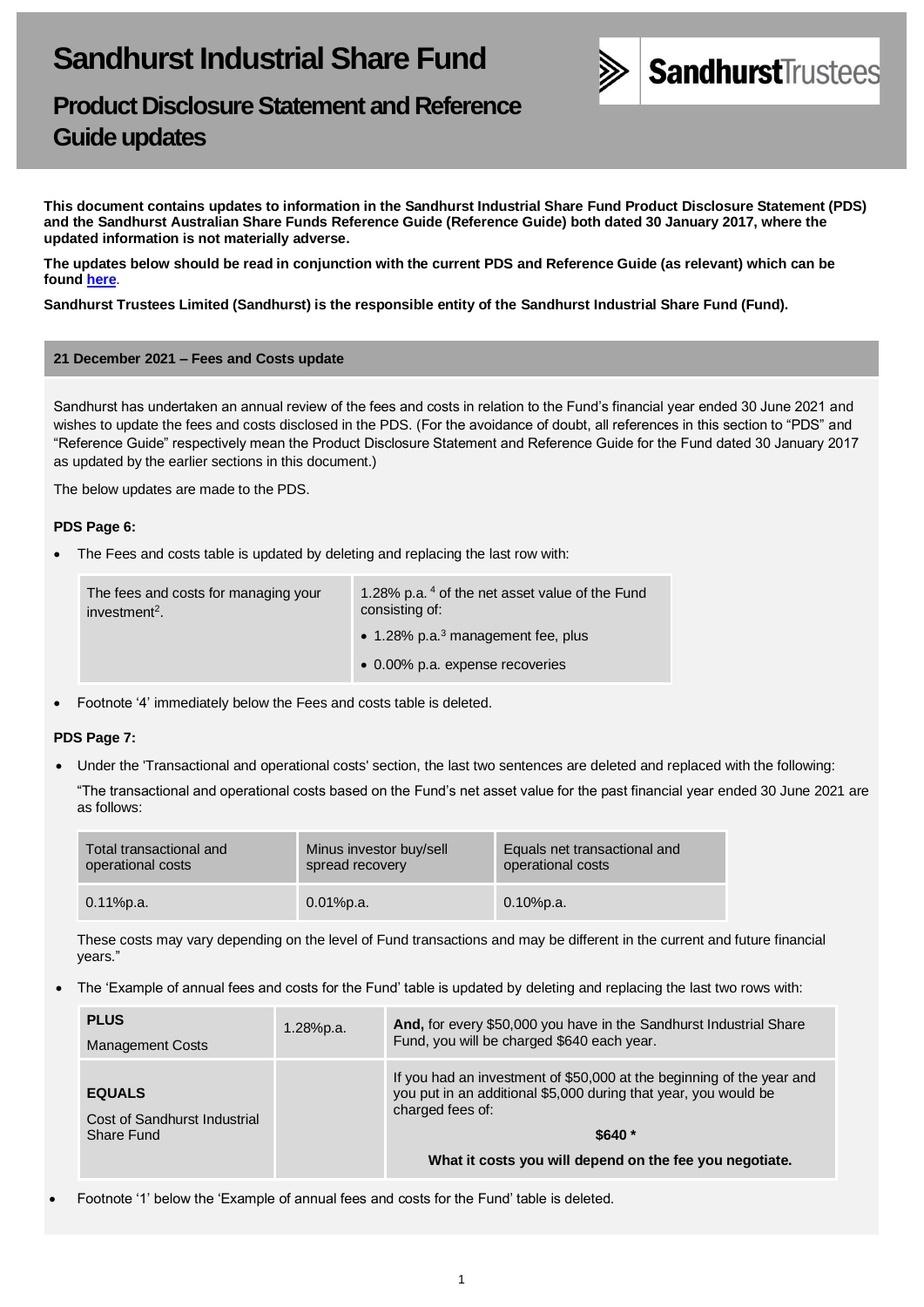# Sandhurst Industrial Share Fund

## Product Disclosure Statement and Reference Guide updates

**This document contains updates to information in the Sandhurst Industrial Share Fund Product Disclosure Statement (PDS) and the Sandhurst Australian Share Funds Reference Guide (Reference Guide) both dated 30 January 2017, where the updated information is not materially adverse.**

**The updates below should be read in conjunction with the current PDS and Reference Guide (as relevant) which can be found [here](#).**

**Sandhurst Trustees Limited (Sandhurst) is the responsible entity of the Sandhurst Industrial Share Fund (Fund).**

### 21 December 2021 – Fees and Costs update

Sandhurst has undertaken an annual review of the fees and costs in relation to the Fund's financial year ended 30 June 2021 and wishes to update the fees and costs disclosed in the PDS. (For the avoidance of doubt, all references in this section to "PDS" and "Reference Guide" respectively mean the Product Disclosure Statement and Reference Guide for the Fund dated 30 January 2017 as updated by the earlier sections in this document.)

The below updates are made to the PDS.

**PDS Page 6:**

- The Fees and costs table is updated by deleting and replacing the last row with:

| | |
|---|---|
| The fees and costs for managing your investment[2]. | 1.28% p.a. [4] of the net asset value of the Fund consisting of:<br>• 1.28% p.a.[3] management fee, plus<br>• 0.00% p.a. expense recoveries |

- Footnote '4' immediately below the Fees and costs table is deleted.

**PDS Page 7:**

- Under the 'Transactional and operational costs' section, the last two sentences are deleted and replaced with the following:

  "The transactional and operational costs based on the Fund's net asset value for the past financial year ended 30 June 2021 are as follows:

| Total transactional and operational costs | Minus investor buy/sell spread recovery | Equals net transactional and operational costs |
|---|---|---|
| 0.11%p.a. | 0.01%p.a. | 0.10%p.a. |

  These costs may vary depending on the level of Fund transactions and may be different in the current and future financial years."

- The 'Example of annual fees and costs for the Fund' table is updated by deleting and replacing the last two rows with:

| | | |
|---|---|---|
| **PLUS**<br>Management Costs | 1.28%p.a. | **And,** for every $50,000 you have in the Sandhurst Industrial Share Fund, you will be charged $640 each year. |
| **EQUALS**<br>Cost of Sandhurst Industrial Share Fund | | If you had an investment of $50,000 at the beginning of the year and you put in an additional $5,000 during that year, you would be charged fees of:<br>**$640 ***<br>**What it costs you will depend on the fee you negotiate.** |

- Footnote '1' below the 'Example of annual fees and costs for the Fund' table is deleted.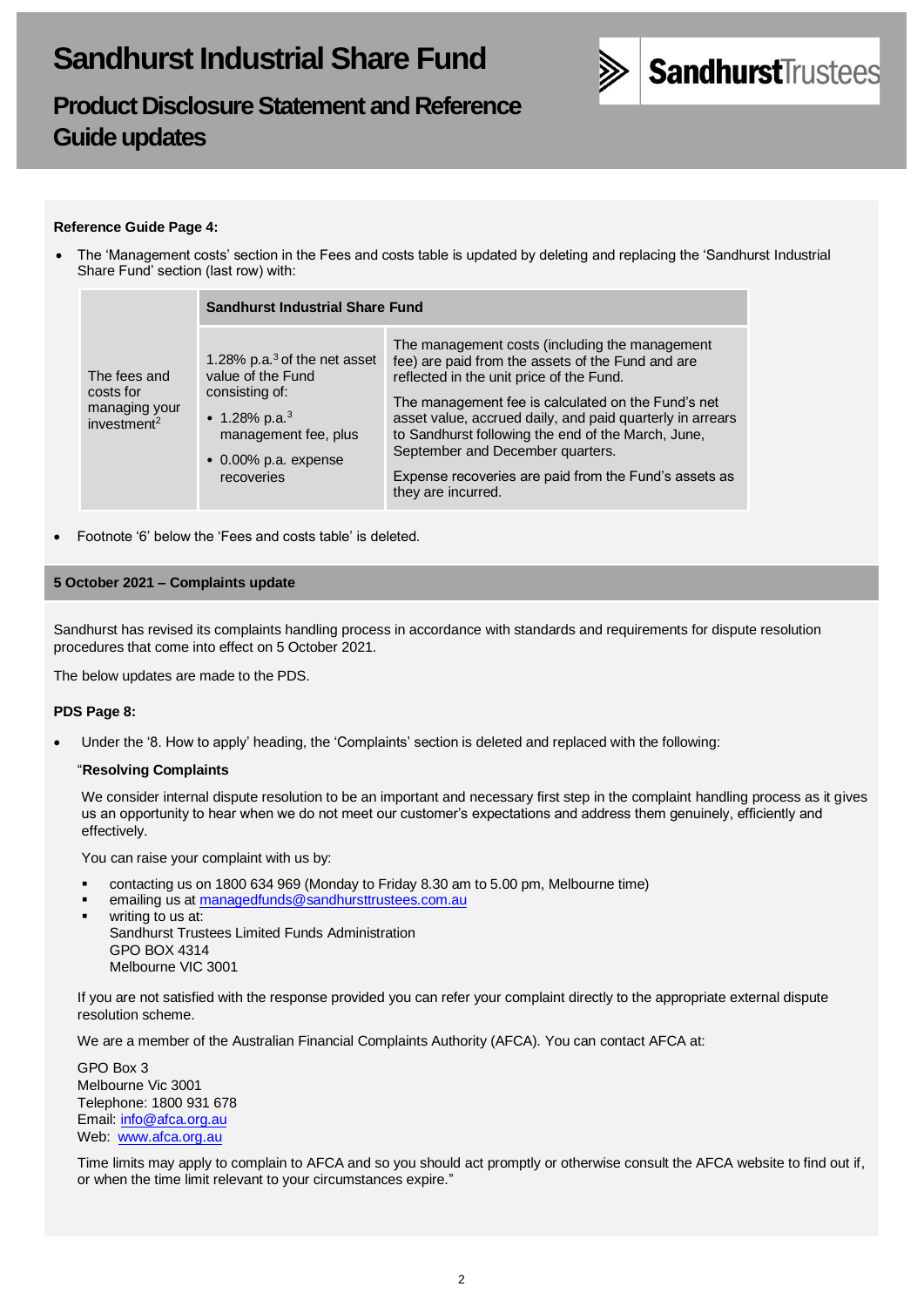# Sandhurst Industrial Share Fund

## Product Disclosure Statement and Reference Guide updates

**Reference Guide Page 4:**

- The 'Management costs' section in the Fees and costs table is updated by deleting and replacing the 'Sandhurst Industrial Share Fund' section (last row) with:

| | Sandhurst Industrial Share Fund | |
|---|---|---|
| The fees and costs for managing your investment[2] | 1.28% p.a.[3] of the net asset value of the Fund consisting of: <br>• 1.28% p.a.[3] management fee, plus <br>• 0.00% p.a. expense recoveries | The management costs (including the management fee) are paid from the assets of the Fund and are reflected in the unit price of the Fund. <br>The management fee is calculated on the Fund's net asset value, accrued daily, and paid quarterly in arrears to Sandhurst following the end of the March, June, September and December quarters. <br>Expense recoveries are paid from the Fund's assets as they are incurred. |

- Footnote '6' below the 'Fees and costs table' is deleted.

### 5 October 2021 – Complaints update

Sandhurst has revised its complaints handling process in accordance with standards and requirements for dispute resolution procedures that come into effect on 5 October 2021.

The below updates are made to the PDS.

**PDS Page 8:**

- Under the '8. How to apply' heading, the 'Complaints' section is deleted and replaced with the following:

"**Resolving Complaints**

We consider internal dispute resolution to be an important and necessary first step in the complaint handling process as it gives us an opportunity to hear when we do not meet our customer's expectations and address them genuinely, efficiently and effectively.

You can raise your complaint with us by:

- contacting us on 1800 634 969 (Monday to Friday 8.30 am to 5.00 pm, Melbourne time)
- emailing us at managedfunds@sandhursttrustees.com.au
- writing to us at:
  Sandhurst Trustees Limited Funds Administration
  GPO BOX 4314
  Melbourne VIC 3001

If you are not satisfied with the response provided you can refer your complaint directly to the appropriate external dispute resolution scheme.

We are a member of the Australian Financial Complaints Authority (AFCA). You can contact AFCA at:

GPO Box 3
Melbourne Vic 3001
Telephone: 1800 931 678
Email: info@afca.org.au
Web: www.afca.org.au

Time limits may apply to complain to AFCA and so you should act promptly or otherwise consult the AFCA website to find out if, or when the time limit relevant to your circumstances expire."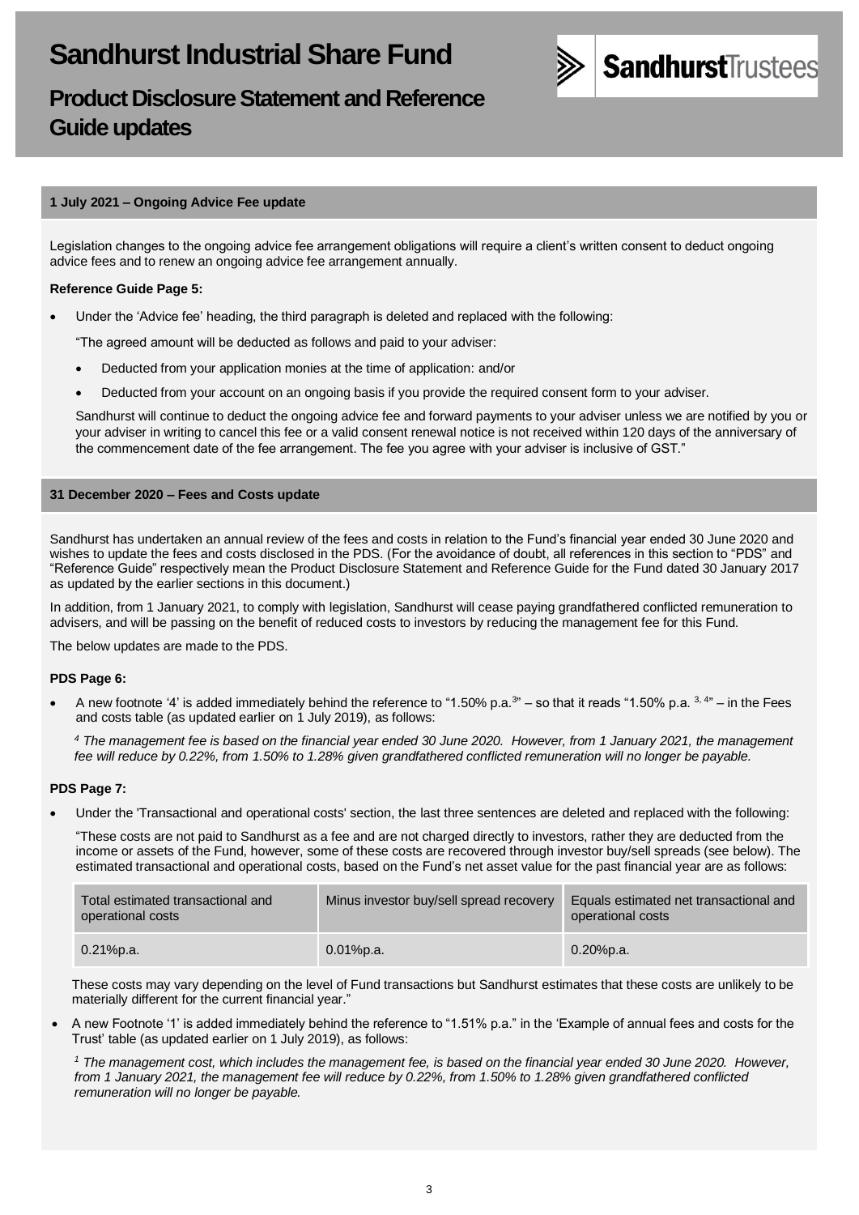# Sandhurst Industrial Share Fund

## Product Disclosure Statement and Reference Guide updates

### 1 July 2021 – Ongoing Advice Fee update

Legislation changes to the ongoing advice fee arrangement obligations will require a client's written consent to deduct ongoing advice fees and to renew an ongoing advice fee arrangement annually.

**Reference Guide Page 5:**

- Under the 'Advice fee' heading, the third paragraph is deleted and replaced with the following:

  "The agreed amount will be deducted as follows and paid to your adviser:

  - Deducted from your application monies at the time of application: and/or
  - Deducted from your account on an ongoing basis if you provide the required consent form to your adviser.

  Sandhurst will continue to deduct the ongoing advice fee and forward payments to your adviser unless we are notified by you or your adviser in writing to cancel this fee or a valid consent renewal notice is not received within 120 days of the anniversary of the commencement date of the fee arrangement. The fee you agree with your adviser is inclusive of GST."

### 31 December 2020 – Fees and Costs update

Sandhurst has undertaken an annual review of the fees and costs in relation to the Fund's financial year ended 30 June 2020 and wishes to update the fees and costs disclosed in the PDS. (For the avoidance of doubt, all references in this section to "PDS" and "Reference Guide" respectively mean the Product Disclosure Statement and Reference Guide for the Fund dated 30 January 2017 as updated by the earlier sections in this document.)

In addition, from 1 January 2021, to comply with legislation, Sandhurst will cease paying grandfathered conflicted remuneration to advisers, and will be passing on the benefit of reduced costs to investors by reducing the management fee for this Fund.

The below updates are made to the PDS.

**PDS Page 6:**

- A new footnote '4' is added immediately behind the reference to "1.50% p.a.[3]" – so that it reads "1.50% p.a. [3, 4]" – in the Fees and costs table (as updated earlier on 1 July 2019), as follows:

  *[4] The management fee is based on the financial year ended 30 June 2020. However, from 1 January 2021, the management fee will reduce by 0.22%, from 1.50% to 1.28% given grandfathered conflicted remuneration will no longer be payable.*

**PDS Page 7:**

- Under the 'Transactional and operational costs' section, the last three sentences are deleted and replaced with the following:

  "These costs are not paid to Sandhurst as a fee and are not charged directly to investors, rather they are deducted from the income or assets of the Fund, however, some of these costs are recovered through investor buy/sell spreads (see below). The estimated transactional and operational costs, based on the Fund's net asset value for the past financial year are as follows:

  | Total estimated transactional and operational costs | Minus investor buy/sell spread recovery | Equals estimated net transactional and operational costs |
  |---|---|---|
  | 0.21%p.a. | 0.01%p.a. | 0.20%p.a. |

  These costs may vary depending on the level of Fund transactions but Sandhurst estimates that these costs are unlikely to be materially different for the current financial year."

- A new Footnote '1' is added immediately behind the reference to "1.51% p.a." in the 'Example of annual fees and costs for the Trust' table (as updated earlier on 1 July 2019), as follows:

  *[1] The management cost, which includes the management fee, is based on the financial year ended 30 June 2020. However, from 1 January 2021, the management fee will reduce by 0.22%, from 1.50% to 1.28% given grandfathered conflicted remuneration will no longer be payable.*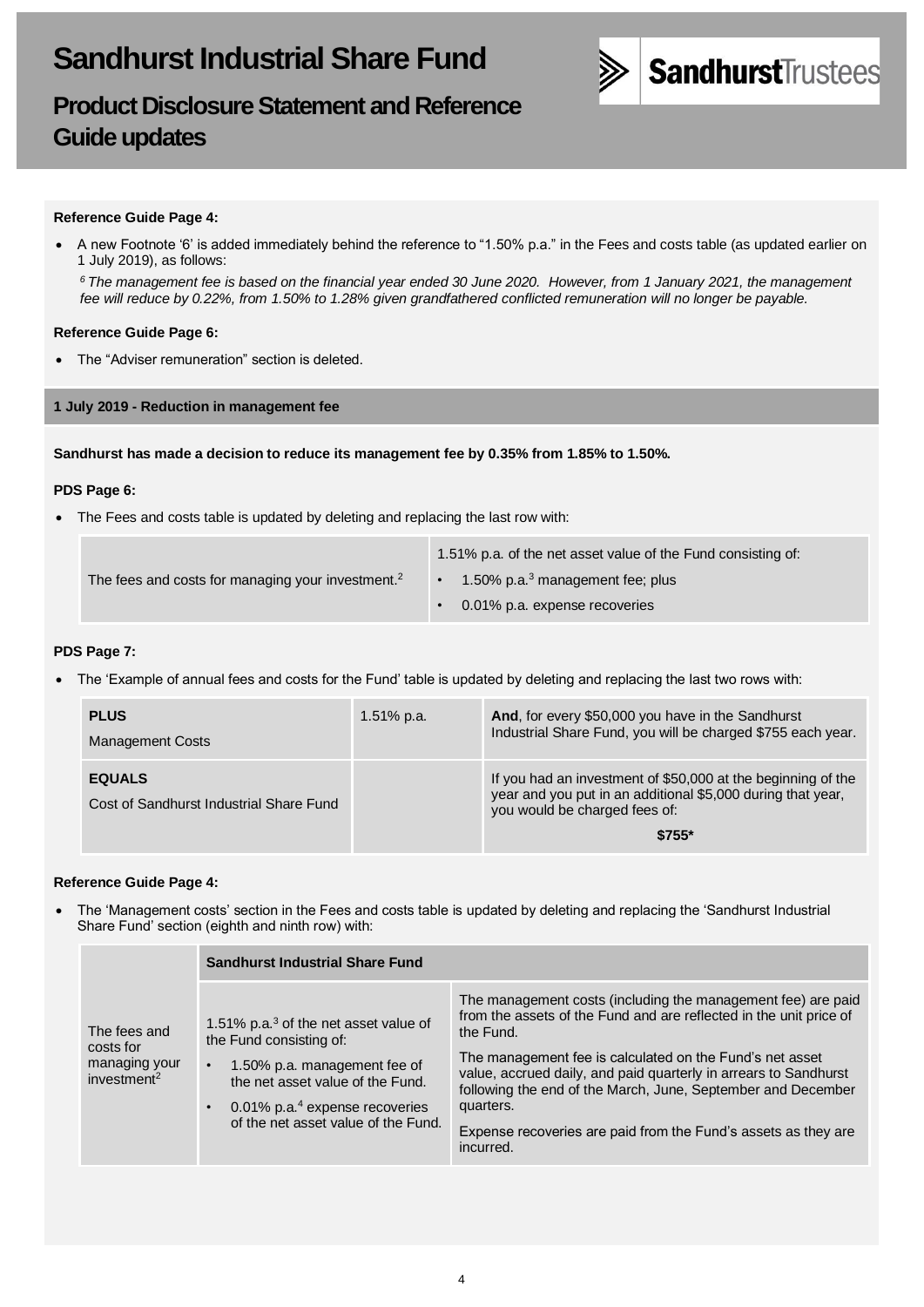# Sandhurst Industrial Share Fund

## Product Disclosure Statement and Reference Guide updates

**Reference Guide Page 4:**

- A new Footnote '6' is added immediately behind the reference to "1.50% p.a." in the Fees and costs table (as updated earlier on 1 July 2019), as follows:

  *[6] The management fee is based on the financial year ended 30 June 2020. However, from 1 January 2021, the management fee will reduce by 0.22%, from 1.50% to 1.28% given grandfathered conflicted remuneration will no longer be payable.*

**Reference Guide Page 6:**

- The "Adviser remuneration" section is deleted.

### 1 July 2019 - Reduction in management fee

**Sandhurst has made a decision to reduce its management fee by 0.35% from 1.85% to 1.50%.**

**PDS Page 6:**

- The Fees and costs table is updated by deleting and replacing the last row with:

| | |
|---|---|
| The fees and costs for managing your investment.[2] | 1.51% p.a. of the net asset value of the Fund consisting of:<br>• 1.50% p.a.[3] management fee; plus<br>• 0.01% p.a. expense recoveries |

**PDS Page 7:**

- The 'Example of annual fees and costs for the Fund' table is updated by deleting and replacing the last two rows with:

| | | |
|---|---|---|
| **PLUS**<br>Management Costs | 1.51% p.a. | **And**, for every $50,000 you have in the Sandhurst Industrial Share Fund, you will be charged $755 each year. |
| **EQUALS**<br>Cost of Sandhurst Industrial Share Fund | | If you had an investment of $50,000 at the beginning of the year and you put in an additional $5,000 during that year, you would be charged fees of:<br>**$755*** |

**Reference Guide Page 4:**

- The 'Management costs' section in the Fees and costs table is updated by deleting and replacing the 'Sandhurst Industrial Share Fund' section (eighth and ninth row) with:

| | **Sandhurst Industrial Share Fund** | |
|---|---|---|
| The fees and costs for managing your investment[2] | 1.51% p.a.[3] of the net asset value of the Fund consisting of:<br>• 1.50% p.a. management fee of the net asset value of the Fund.<br>• 0.01% p.a.[4] expense recoveries of the net asset value of the Fund. | The management costs (including the management fee) are paid from the assets of the Fund and are reflected in the unit price of the Fund.<br>The management fee is calculated on the Fund's net asset value, accrued daily, and paid quarterly in arrears to Sandhurst following the end of the March, June, September and December quarters.<br>Expense recoveries are paid from the Fund's assets as they are incurred. |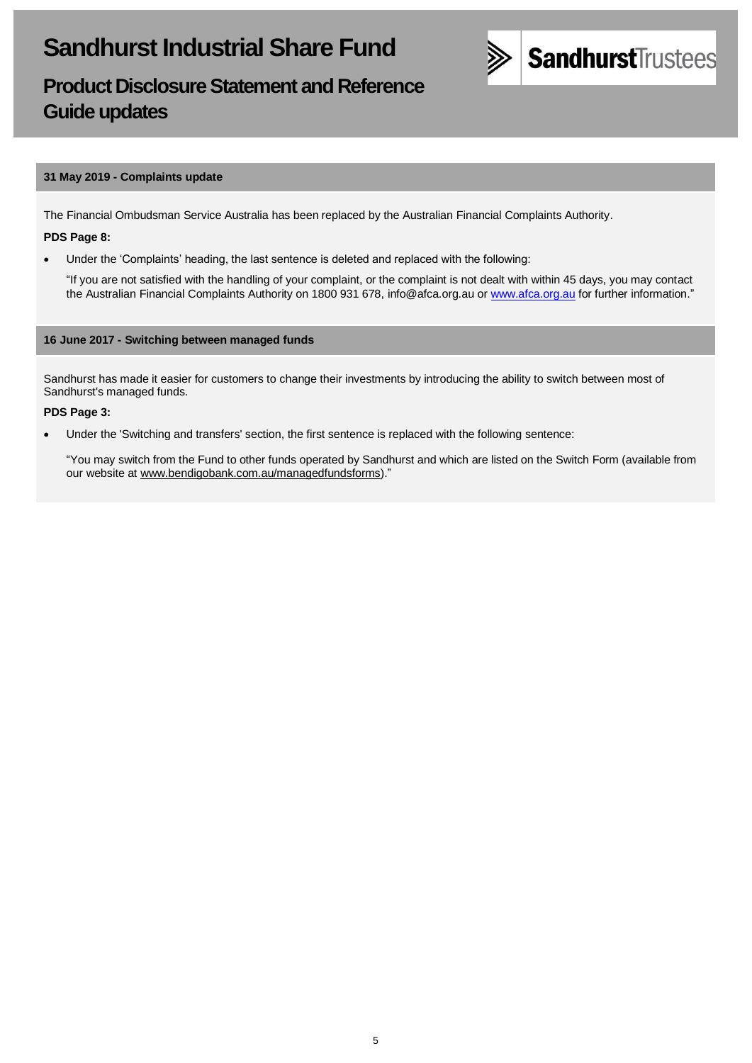# Sandhurst Industrial Share Fund

## Product Disclosure Statement and Reference Guide updates

### 31 May 2019 - Complaints update

The Financial Ombudsman Service Australia has been replaced by the Australian Financial Complaints Authority.

**PDS Page 8:**

- Under the 'Complaints' heading, the last sentence is deleted and replaced with the following:

  "If you are not satisfied with the handling of your complaint, or the complaint is not dealt with within 45 days, you may contact the Australian Financial Complaints Authority on 1800 931 678, info@afca.org.au or www.afca.org.au for further information."

### 16 June 2017 - Switching between managed funds

Sandhurst has made it easier for customers to change their investments by introducing the ability to switch between most of Sandhurst's managed funds.

**PDS Page 3:**

- Under the 'Switching and transfers' section, the first sentence is replaced with the following sentence:

  "You may switch from the Fund to other funds operated by Sandhurst and which are listed on the Switch Form (available from our website at www.bendigobank.com.au/managedfundsforms)."